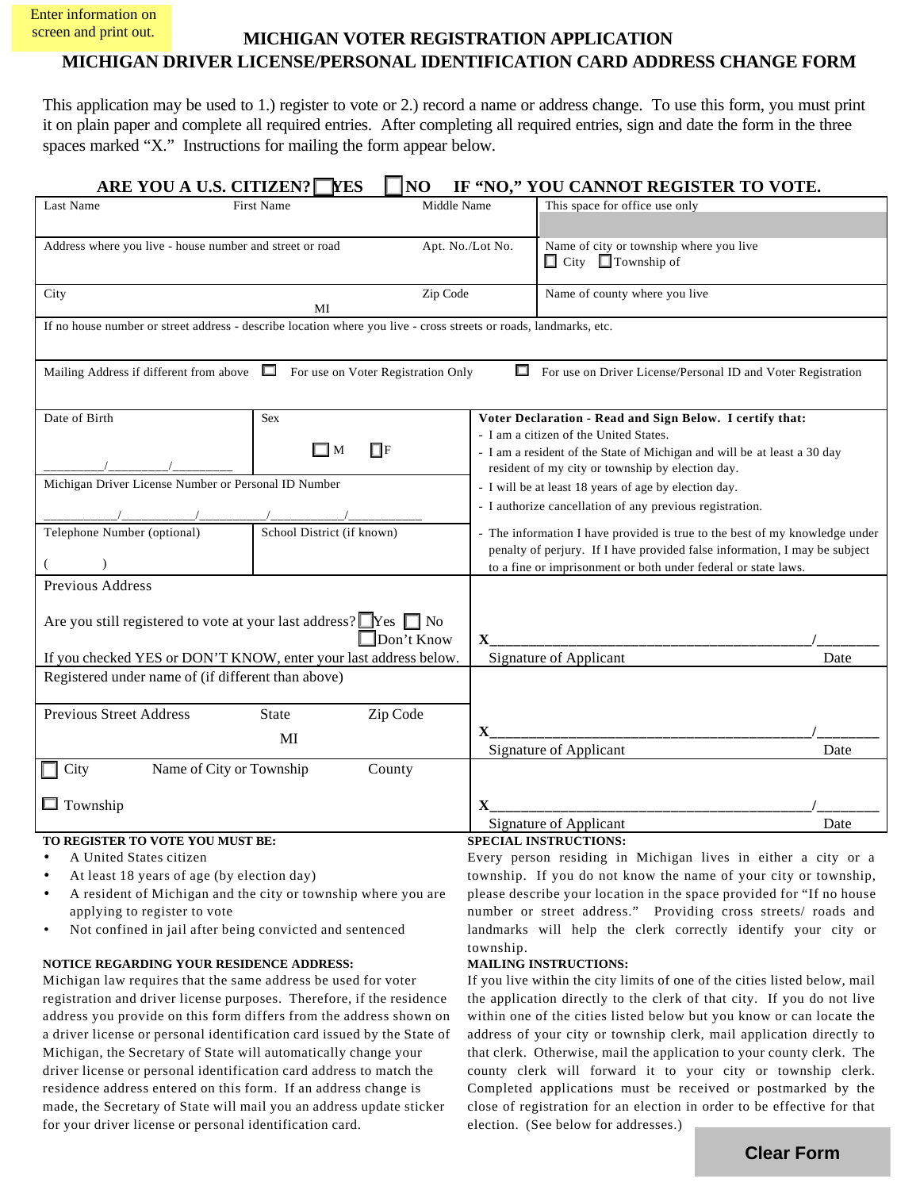Enter information on screen and print out.

# MICHIGAN VOTER REGISTRATION APPLICATION
# MICHIGAN DRIVER LICENSE/PERSONAL IDENTIFICATION CARD ADDRESS CHANGE FORM

This application may be used to 1.) register to vote or 2.) record a name or address change. To use this form, you must print it on plain paper and complete all required entries. After completing all required entries, sign and date the form in the three spaces marked "X." Instructions for mailing the form appear below.

**ARE YOU A U.S. CITIZEN? ☐ YES ☐ NO IF "NO," YOU CANNOT REGISTER TO VOTE.**

| Last Name / First Name / Middle Name | This space for office use only |
|---|---|
| Address where you live - house number and street or road / Apt. No./Lot No. | Name of city or township where you live ☐ City ☐ Township of |
| City MI / Zip Code | Name of county where you live |

If no house number or street address - describe location where you live - cross streets or roads, landmarks, etc.

Mailing Address if different from above ☐ For use on Voter Registration Only ☐ For use on Driver License/Personal ID and Voter Registration

| Date of Birth ________/________/________ | Sex ☐ M ☐ F |
|---|---|
| Michigan Driver License Number or Personal ID Number ___________/___________/___________/___________/___________ | |
| Telephone Number (optional) ( ) | School District (if known) |

**Voter Declaration - Read and Sign Below. I certify that:**

- I am a citizen of the United States.
- I am a resident of the State of Michigan and will be at least a 30 day resident of my city or township by election day.
- I will be at least 18 years of age by election day.
- I authorize cancellation of any previous registration.
- The information I have provided is true to the best of my knowledge under penalty of perjury. If I have provided false information, I may be subject to a fine or imprisonment or both under federal or state laws.

Previous Address

Are you still registered to vote at your last address? ☐ Yes ☐ No ☐ Don't Know

If you checked YES or DON'T KNOW, enter your last address below.

Registered under name of (if different than above)

Previous Street Address / State MI / Zip Code

☐ City ☐ Township / Name of City or Township / County

X________________________________________/________
Signature of Applicant Date

X________________________________________/________
Signature of Applicant Date

X________________________________________/________
Signature of Applicant Date

**TO REGISTER TO VOTE YOU MUST BE:**

- A United States citizen
- At least 18 years of age (by election day)
- A resident of Michigan and the city or township where you are applying to register to vote
- Not confined in jail after being convicted and sentenced

**NOTICE REGARDING YOUR RESIDENCE ADDRESS:**

Michigan law requires that the same address be used for voter registration and driver license purposes. Therefore, if the residence address you provide on this form differs from the address shown on a driver license or personal identification card issued by the State of Michigan, the Secretary of State will automatically change your driver license or personal identification card address to match the residence address entered on this form. If an address change is made, the Secretary of State will mail you an address update sticker for your driver license or personal identification card.

**SPECIAL INSTRUCTIONS:**

Every person residing in Michigan lives in either a city or a township. If you do not know the name of your city or township, please describe your location in the space provided for "If no house number or street address." Providing cross streets/ roads and landmarks will help the clerk correctly identify your city or township.

**MAILING INSTRUCTIONS:**

If you live within the city limits of one of the cities listed below, mail the application directly to the clerk of that city. If you do not live within one of the cities listed below but you know or can locate the address of your city or township clerk, mail application directly to that clerk. Otherwise, mail the application to your county clerk. The county clerk will forward it to your city or township clerk. Completed applications must be received or postmarked by the close of registration for an election in order to be effective for that election. (See below for addresses.)

Clear Form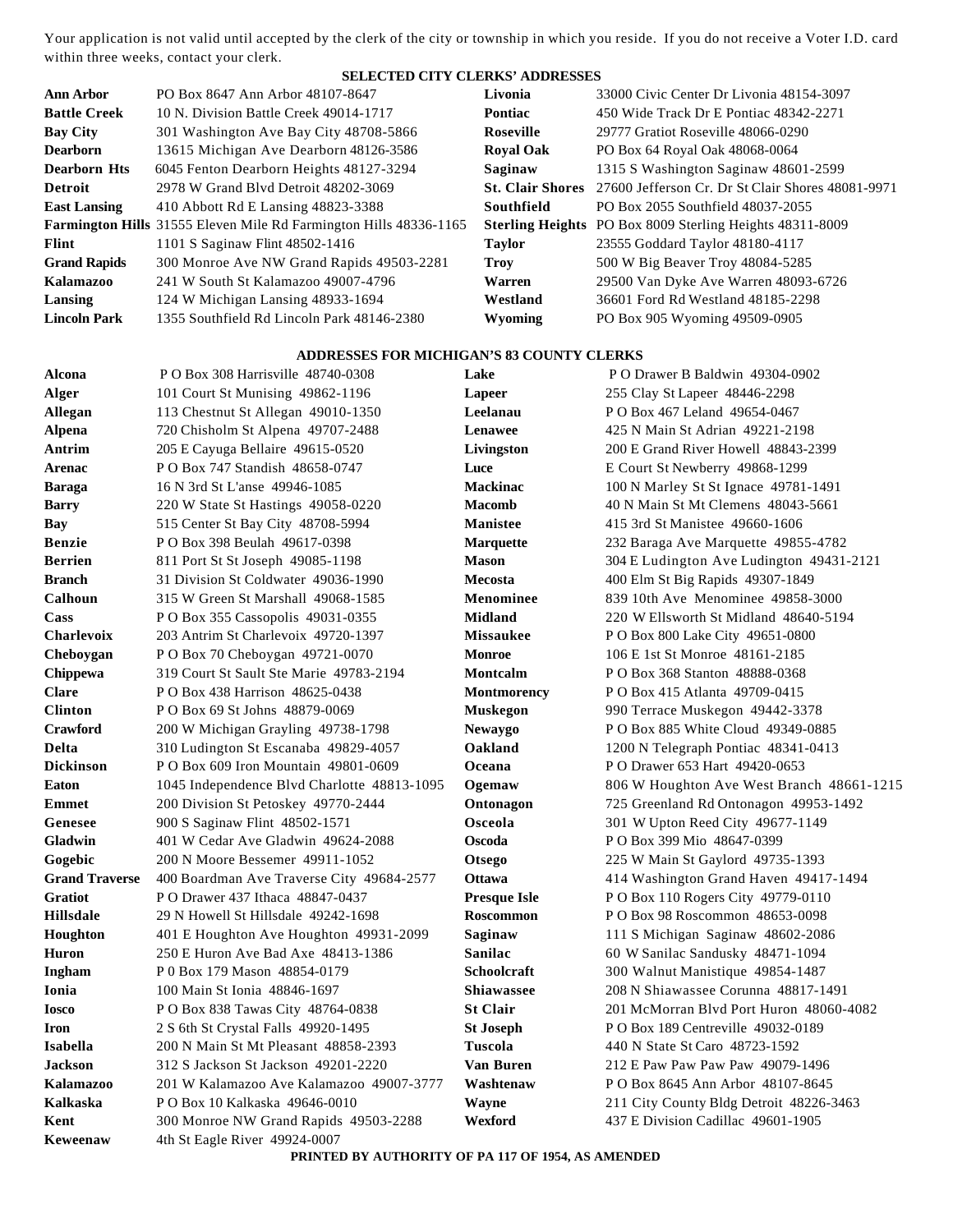Your application is not valid until accepted by the clerk of the city or township in which you reside. If you do not receive a Voter I.D. card within three weeks, contact your clerk.

## SELECTED CITY CLERKS' ADDRESSES

| | | | |
|---|---|---|---|
| **Ann Arbor** | PO Box 8647 Ann Arbor 48107-8647 | **Livonia** | 33000 Civic Center Dr Livonia 48154-3097 |
| **Battle Creek** | 10 N. Division Battle Creek 49014-1717 | **Pontiac** | 450 Wide Track Dr E Pontiac 48342-2271 |
| **Bay City** | 301 Washington Ave Bay City 48708-5866 | **Roseville** | 29777 Gratiot Roseville 48066-0290 |
| **Dearborn** | 13615 Michigan Ave Dearborn 48126-3586 | **Royal Oak** | PO Box 64 Royal Oak 48068-0064 |
| **Dearborn Hts** | 6045 Fenton Dearborn Heights 48127-3294 | **Saginaw** | 1315 S Washington Saginaw 48601-2599 |
| **Detroit** | 2978 W Grand Blvd Detroit 48202-3069 | **St. Clair Shores** | 27600 Jefferson Cr. Dr St Clair Shores 48081-9971 |
| **East Lansing** | 410 Abbott Rd E Lansing 48823-3388 | **Southfield** | PO Box 2055 Southfield 48037-2055 |
| **Farmington Hills** | 31555 Eleven Mile Rd Farmington Hills 48336-1165 | **Sterling Heights** | PO Box 8009 Sterling Heights 48311-8009 |
| **Flint** | 1101 S Saginaw Flint 48502-1416 | **Taylor** | 23555 Goddard Taylor 48180-4117 |
| **Grand Rapids** | 300 Monroe Ave NW Grand Rapids 49503-2281 | **Troy** | 500 W Big Beaver Troy 48084-5285 |
| **Kalamazoo** | 241 W South St Kalamazoo 49007-4796 | **Warren** | 29500 Van Dyke Ave Warren 48093-6726 |
| **Lansing** | 124 W Michigan Lansing 48933-1694 | **Westland** | 36601 Ford Rd Westland 48185-2298 |
| **Lincoln Park** | 1355 Southfield Rd Lincoln Park 48146-2380 | **Wyoming** | PO Box 905 Wyoming 49509-0905 |

## ADDRESSES FOR MICHIGAN'S 83 COUNTY CLERKS

| | | | |
|---|---|---|---|
| **Alcona** | P O Box 308 Harrisville 48740-0308 | **Lake** | P O Drawer B Baldwin 49304-0902 |
| **Alger** | 101 Court St Munising 49862-1196 | **Lapeer** | 255 Clay St Lapeer 48446-2298 |
| **Allegan** | 113 Chestnut St Allegan 49010-1350 | **Leelanau** | P O Box 467 Leland 49654-0467 |
| **Alpena** | 720 Chisholm St Alpena 49707-2488 | **Lenawee** | 425 N Main St Adrian 49221-2198 |
| **Antrim** | 205 E Cayuga Bellaire 49615-0520 | **Livingston** | 200 E Grand River Howell 48843-2399 |
| **Arenac** | P O Box 747 Standish 48658-0747 | **Luce** | E Court St Newberry 49868-1299 |
| **Baraga** | 16 N 3rd St L'anse 49946-1085 | **Mackinac** | 100 N Marley St St Ignace 49781-1491 |
| **Barry** | 220 W State St Hastings 49058-0220 | **Macomb** | 40 N Main St Mt Clemens 48043-5661 |
| **Bay** | 515 Center St Bay City 48708-5994 | **Manistee** | 415 3rd St Manistee 49660-1606 |
| **Benzie** | P O Box 398 Beulah 49617-0398 | **Marquette** | 232 Baraga Ave Marquette 49855-4782 |
| **Berrien** | 811 Port St St Joseph 49085-1198 | **Mason** | 304 E Ludington Ave Ludington 49431-2121 |
| **Branch** | 31 Division St Coldwater 49036-1990 | **Mecosta** | 400 Elm St Big Rapids 49307-1849 |
| **Calhoun** | 315 W Green St Marshall 49068-1585 | **Menominee** | 839 10th Ave Menominee 49858-3000 |
| **Cass** | P O Box 355 Cassopolis 49031-0355 | **Midland** | 220 W Ellsworth St Midland 48640-5194 |
| **Charlevoix** | 203 Antrim St Charlevoix 49720-1397 | **Missaukee** | P O Box 800 Lake City 49651-0800 |
| **Cheboygan** | P O Box 70 Cheboygan 49721-0070 | **Monroe** | 106 E 1st St Monroe 48161-2185 |
| **Chippewa** | 319 Court St Sault Ste Marie 49783-2194 | **Montcalm** | P O Box 368 Stanton 48888-0368 |
| **Clare** | P O Box 438 Harrison 48625-0438 | **Montmorency** | P O Box 415 Atlanta 49709-0415 |
| **Clinton** | P O Box 69 St Johns 48879-0069 | **Muskegon** | 990 Terrace Muskegon 49442-3378 |
| **Crawford** | 200 W Michigan Grayling 49738-1798 | **Newaygo** | P O Box 885 White Cloud 49349-0885 |
| **Delta** | 310 Ludington St Escanaba 49829-4057 | **Oakland** | 1200 N Telegraph Pontiac 48341-0413 |
| **Dickinson** | P O Box 609 Iron Mountain 49801-0609 | **Oceana** | P O Drawer 653 Hart 49420-0653 |
| **Eaton** | 1045 Independence Blvd Charlotte 48813-1095 | **Ogemaw** | 806 W Houghton Ave West Branch 48661-1215 |
| **Emmet** | 200 Division St Petoskey 49770-2444 | **Ontonagon** | 725 Greenland Rd Ontonagon 49953-1492 |
| **Genesee** | 900 S Saginaw Flint 48502-1571 | **Osceola** | 301 W Upton Reed City 49677-1149 |
| **Gladwin** | 401 W Cedar Ave Gladwin 49624-2088 | **Oscoda** | P O Box 399 Mio 48647-0399 |
| **Gogebic** | 200 N Moore Bessemer 49911-1052 | **Otsego** | 225 W Main St Gaylord 49735-1393 |
| **Grand Traverse** | 400 Boardman Ave Traverse City 49684-2577 | **Ottawa** | 414 Washington Grand Haven 49417-1494 |
| **Gratiot** | P O Drawer 437 Ithaca 48847-0437 | **Presque Isle** | P O Box 110 Rogers City 49779-0110 |
| **Hillsdale** | 29 N Howell St Hillsdale 49242-1698 | **Roscommon** | P O Box 98 Roscommon 48653-0098 |
| **Houghton** | 401 E Houghton Ave Houghton 49931-2099 | **Saginaw** | 111 S Michigan Saginaw 48602-2086 |
| **Huron** | 250 E Huron Ave Bad Axe 48413-1386 | **Sanilac** | 60 W Sanilac Sandusky 48471-1094 |
| **Ingham** | P 0 Box 179 Mason 48854-0179 | **Schoolcraft** | 300 Walnut Manistique 49854-1487 |
| **Ionia** | 100 Main St Ionia 48846-1697 | **Shiawassee** | 208 N Shiawassee Corunna 48817-1491 |
| **Iosco** | P O Box 838 Tawas City 48764-0838 | **St Clair** | 201 McMorran Blvd Port Huron 48060-4082 |
| **Iron** | 2 S 6th St Crystal Falls 49920-1495 | **St Joseph** | P O Box 189 Centreville 49032-0189 |
| **Isabella** | 200 N Main St Mt Pleasant 48858-2393 | **Tuscola** | 440 N State St Caro 48723-1592 |
| **Jackson** | 312 S Jackson St Jackson 49201-2220 | **Van Buren** | 212 E Paw Paw Paw Paw 49079-1496 |
| **Kalamazoo** | 201 W Kalamazoo Ave Kalamazoo 49007-3777 | **Washtenaw** | P O Box 8645 Ann Arbor 48107-8645 |
| **Kalkaska** | P O Box 10 Kalkaska 49646-0010 | **Wayne** | 211 City County Bldg Detroit 48226-3463 |
| **Kent** | 300 Monroe NW Grand Rapids 49503-2288 | **Wexford** | 437 E Division Cadillac 49601-1905 |
| **Keweenaw** | 4th St Eagle River 49924-0007 | | |

**PRINTED BY AUTHORITY OF PA 117 OF 1954, AS AMENDED**